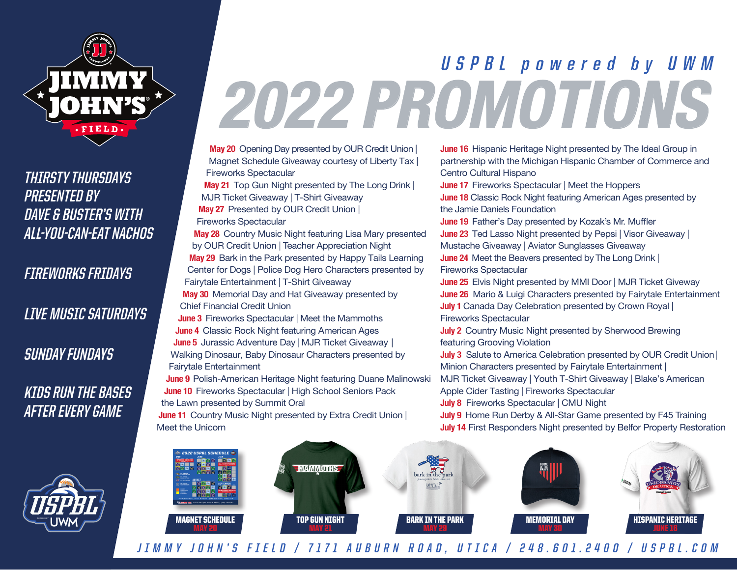JIMMY JOHN'S FIELD

# USPBL powered by UWM
# 2022 PROMOTIONS

THIRSTY THURSDAYS PRESENTED BY DAVE & BUSTER'S WITH ALL-YOU-CAN-EAT NACHOS

FIREWORKS FRIDAYS

LIVE MUSIC SATURDAYS

SUNDAY FUNDAYS

KIDS RUN THE BASES AFTER EVERY GAME

**May 20** Opening Day presented by OUR Credit Union | Magnet Schedule Giveaway courtesy of Liberty Tax | Fireworks Spectacular

**May 21** Top Gun Night presented by The Long Drink | MJR Ticket Giveaway | T-Shirt Giveaway

**May 27** Presented by OUR Credit Union | Fireworks Spectacular

**May 28** Country Music Night featuring Lisa Mary presented by OUR Credit Union | Teacher Appreciation Night

**May 29** Bark in the Park presented by Happy Tails Learning Center for Dogs | Police Dog Hero Characters presented by Fairytale Entertainment | T-Shirt Giveaway

**May 30** Memorial Day and Hat Giveaway presented by Chief Financial Credit Union

**June 3** Fireworks Spectacular | Meet the Mammoths

**June 4** Classic Rock Night featuring American Ages

**June 5** Jurassic Adventure Day | MJR Ticket Giveaway | Walking Dinosaur, Baby Dinosaur Characters presented by Fairytale Entertainment

**June 9** Polish-American Heritage Night featuring Duane Malinowski

**June 10** Fireworks Spectacular | High School Seniors Pack the Lawn presented by Summit Oral

**June 11** Country Music Night presented by Extra Credit Union | Meet the Unicorn

**June 16** Hispanic Heritage Night presented by The Ideal Group in partnership with the Michigan Hispanic Chamber of Commerce and Centro Cultural Hispano

**June 17** Fireworks Spectacular | Meet the Hoppers

**June 18** Classic Rock Night featuring American Ages presented by the Jamie Daniels Foundation

**June 19** Father's Day presented by Kozak's Mr. Muffler

**June 23** Ted Lasso Night presented by Pepsi | Visor Giveaway | Mustache Giveaway | Aviator Sunglasses Giveaway

**June 24** Meet the Beavers presented by The Long Drink | Fireworks Spectacular

**June 25** Elvis Night presented by MMI Door | MJR Ticket Giveway

**June 26** Mario & Luigi Characters presented by Fairytale Entertainment

**July 1** Canada Day Celebration presented by Crown Royal | Fireworks Spectacular

**July 2** Country Music Night presented by Sherwood Brewing featuring Grooving Violation

**July 3** Salute to America Celebration presented by OUR Credit Union | Minion Characters presented by Fairytale Entertainment | MJR Ticket Giveaway | Youth T-Shirt Giveaway | Blake's American Apple Cider Tasting | Fireworks Spectacular

**July 8** Fireworks Spectacular | CMU Night

**July 9** Home Run Derby & All-Star Game presented by F45 Training

**July 14** First Responders Night presented by Belfor Property Restoration

MAGNET SCHEDULE MAY 20

TOP GUN NIGHT MAY 21

BARK IN THE PARK MAY 29

MEMORIAL DAY MAY 30

HISPANIC HERITAGE JUNE 16

JIMMY JOHN'S FIELD / 7171 AUBURN ROAD, UTICA / 248.601.2400 / USPBL.COM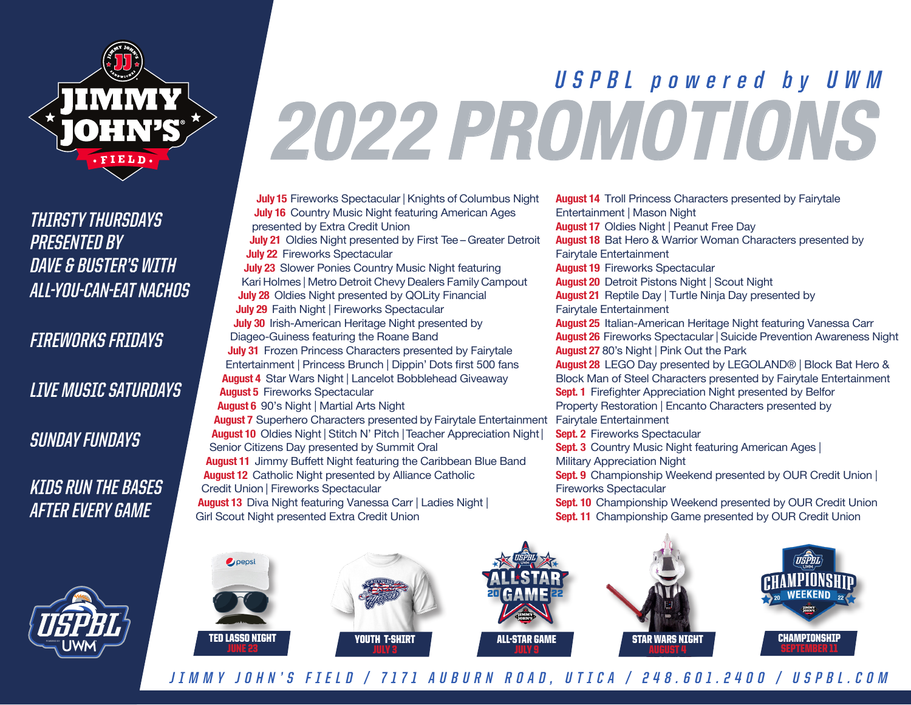# USPBL powered by UWM

# 2022 PROMOTIONS

**THIRSTY THURSDAYS PRESENTED BY DAVE & BUSTER'S WITH ALL-YOU-CAN-EAT NACHOS**

**FIREWORKS FRIDAYS**

**LIVE MUSIC SATURDAYS**

**SUNDAY FUNDAYS**

**KIDS RUN THE BASES AFTER EVERY GAME**

**July 15** Fireworks Spectacular | Knights of Columbus Night
**July 16** Country Music Night featuring American Ages presented by Extra Credit Union
**July 21** Oldies Night presented by First Tee – Greater Detroit
**July 22** Fireworks Spectacular
**July 23** Slower Ponies Country Music Night featuring Kari Holmes | Metro Detroit Chevy Dealers Family Campout
**July 28** Oldies Night presented by QOLity Financial
**July 29** Faith Night | Fireworks Spectacular
**July 30** Irish-American Heritage Night presented by Diageo-Guiness featuring the Roane Band
**July 31** Frozen Princess Characters presented by Fairytale Entertainment | Princess Brunch | Dippin' Dots first 500 fans
**August 4** Star Wars Night | Lancelot Bobblehead Giveaway
**August 5** Fireworks Spectacular
**August 6** 90's Night | Martial Arts Night
**August 7** Superhero Characters presented by Fairytale Entertainment
**August 10** Oldies Night | Stitch N' Pitch | Teacher Appreciation Night | Senior Citizens Day presented by Summit Oral
**August 11** Jimmy Buffett Night featuring the Caribbean Blue Band
**August 12** Catholic Night presented by Alliance Catholic Credit Union | Fireworks Spectacular
**August 13** Diva Night featuring Vanessa Carr | Ladies Night | Girl Scout Night presented Extra Credit Union
**August 14** Troll Princess Characters presented by Fairytale Entertainment | Mason Night
**August 17** Oldies Night | Peanut Free Day
**August 18** Bat Hero & Warrior Woman Characters presented by Fairytale Entertainment
**August 19** Fireworks Spectacular
**August 20** Detroit Pistons Night | Scout Night
**August 21** Reptile Day | Turtle Ninja Day presented by Fairytale Entertainment
**August 25** Italian-American Heritage Night featuring Vanessa Carr
**August 26** Fireworks Spectacular | Suicide Prevention Awareness Night
**August 27** 80's Night | Pink Out the Park
**August 28** LEGO Day presented by LEGOLAND® | Block Bat Hero & Block Man of Steel Characters presented by Fairytale Entertainment
**Sept. 1** Firefighter Appreciation Night presented by Belfor Property Restoration | Encanto Characters presented by Fairytale Entertainment
**Sept. 2** Fireworks Spectacular
**Sept. 3** Country Music Night featuring American Ages | Military Appreciation Night
**Sept. 9** Championship Weekend presented by OUR Credit Union | Fireworks Spectacular
**Sept. 10** Championship Weekend presented by OUR Credit Union
**Sept. 11** Championship Game presented by OUR Credit Union

TED LASSO NIGHT
JUNE 23

YOUTH T-SHIRT
JULY 3

ALL-STAR GAME
JULY 9

STAR WARS NIGHT
AUGUST 4

CHAMPIONSHIP
SEPTEMBER 11

JIMMY JOHN'S FIELD / 7171 AUBURN ROAD, UTICA / 248.601.2400 / USPBL.COM